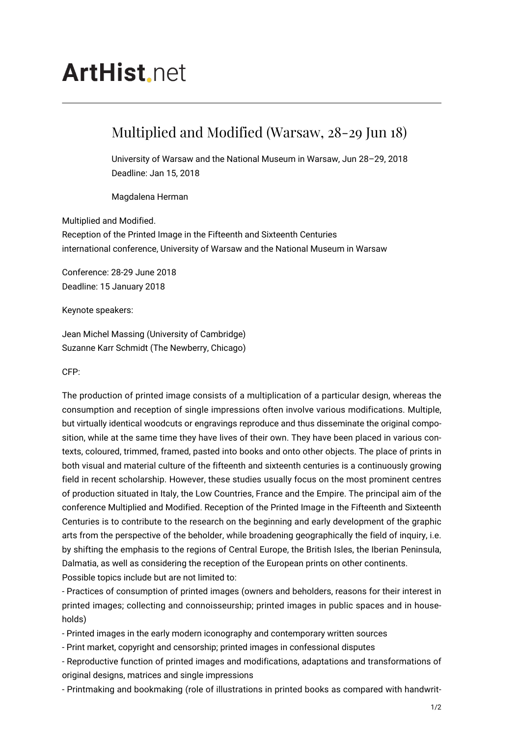# ArtHist.net

## Multiplied and Modified (Warsaw, 28-29 Jun 18)

University of Warsaw and the National Museum in Warsaw, Jun 28–29, 2018
Deadline: Jan 15, 2018

Magdalena Herman

Multiplied and Modified.
Reception of the Printed Image in the Fifteenth and Sixteenth Centuries
international conference, University of Warsaw and the National Museum in Warsaw

Conference: 28-29 June 2018
Deadline: 15 January 2018

Keynote speakers:

Jean Michel Massing (University of Cambridge)
Suzanne Karr Schmidt (The Newberry, Chicago)

CFP:

The production of printed image consists of a multiplication of a particular design, whereas the consumption and reception of single impressions often involve various modifications. Multiple, but virtually identical woodcuts or engravings reproduce and thus disseminate the original composition, while at the same time they have lives of their own. They have been placed in various contexts, coloured, trimmed, framed, pasted into books and onto other objects. The place of prints in both visual and material culture of the fifteenth and sixteenth centuries is a continuously growing field in recent scholarship. However, these studies usually focus on the most prominent centres of production situated in Italy, the Low Countries, France and the Empire. The principal aim of the conference Multiplied and Modified. Reception of the Printed Image in the Fifteenth and Sixteenth Centuries is to contribute to the research on the beginning and early development of the graphic arts from the perspective of the beholder, while broadening geographically the field of inquiry, i.e. by shifting the emphasis to the regions of Central Europe, the British Isles, the Iberian Peninsula, Dalmatia, as well as considering the reception of the European prints on other continents.
Possible topics include but are not limited to:

- Practices of consumption of printed images (owners and beholders, reasons for their interest in printed images; collecting and connoisseurship; printed images in public spaces and in households)
- Printed images in the early modern iconography and contemporary written sources
- Print market, copyright and censorship; printed images in confessional disputes
- Reproductive function of printed images and modifications, adaptations and transformations of original designs, matrices and single impressions
- Printmaking and bookmaking (role of illustrations in printed books as compared with handwrit-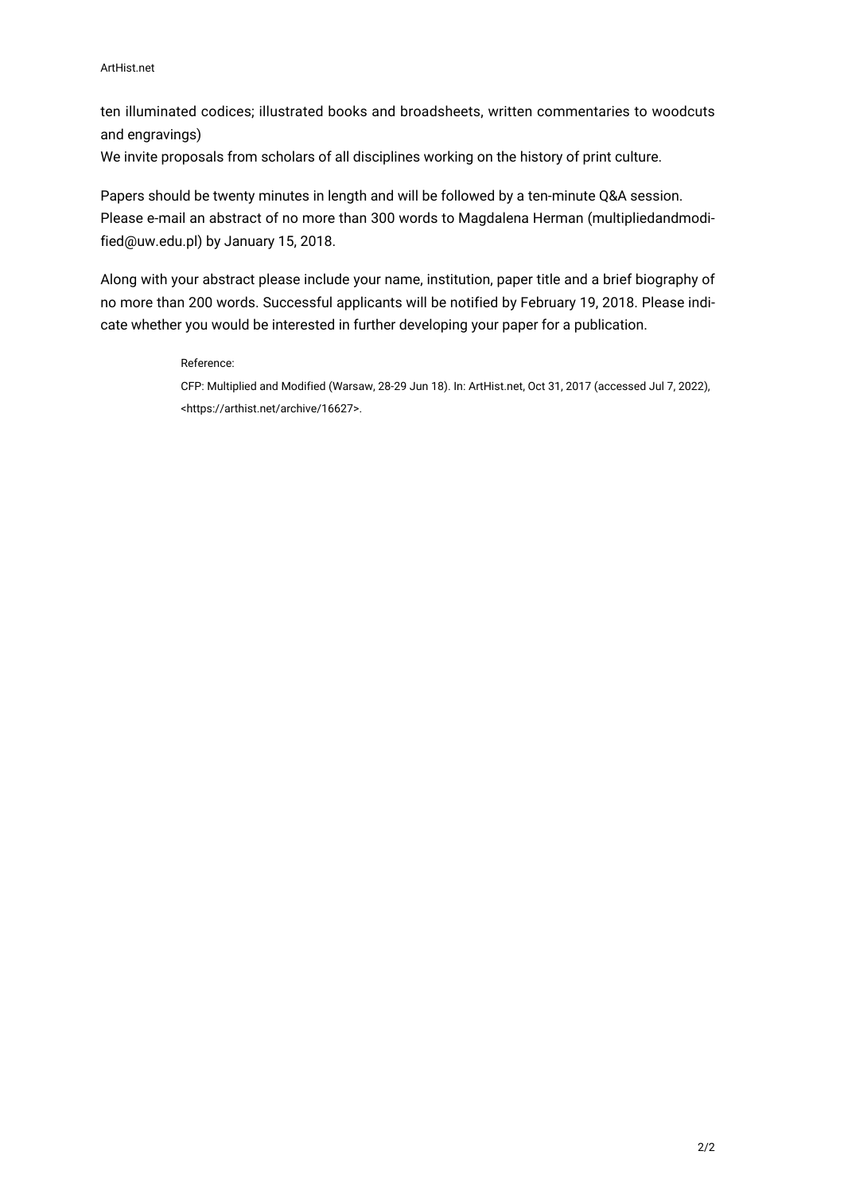ten illuminated codices; illustrated books and broadsheets, written commentaries to woodcuts and engravings)
We invite proposals from scholars of all disciplines working on the history of print culture.

Papers should be twenty minutes in length and will be followed by a ten-minute Q&A session.
Please e-mail an abstract of no more than 300 words to Magdalena Herman (multipliedandmodified@uw.edu.pl) by January 15, 2018.

Along with your abstract please include your name, institution, paper title and a brief biography of no more than 200 words. Successful applicants will be notified by February 19, 2018. Please indicate whether you would be interested in further developing your paper for a publication.

Reference:

CFP: Multiplied and Modified (Warsaw, 28-29 Jun 18). In: ArtHist.net, Oct 31, 2017 (accessed Jul 7, 2022), <https://arthist.net/archive/16627>.